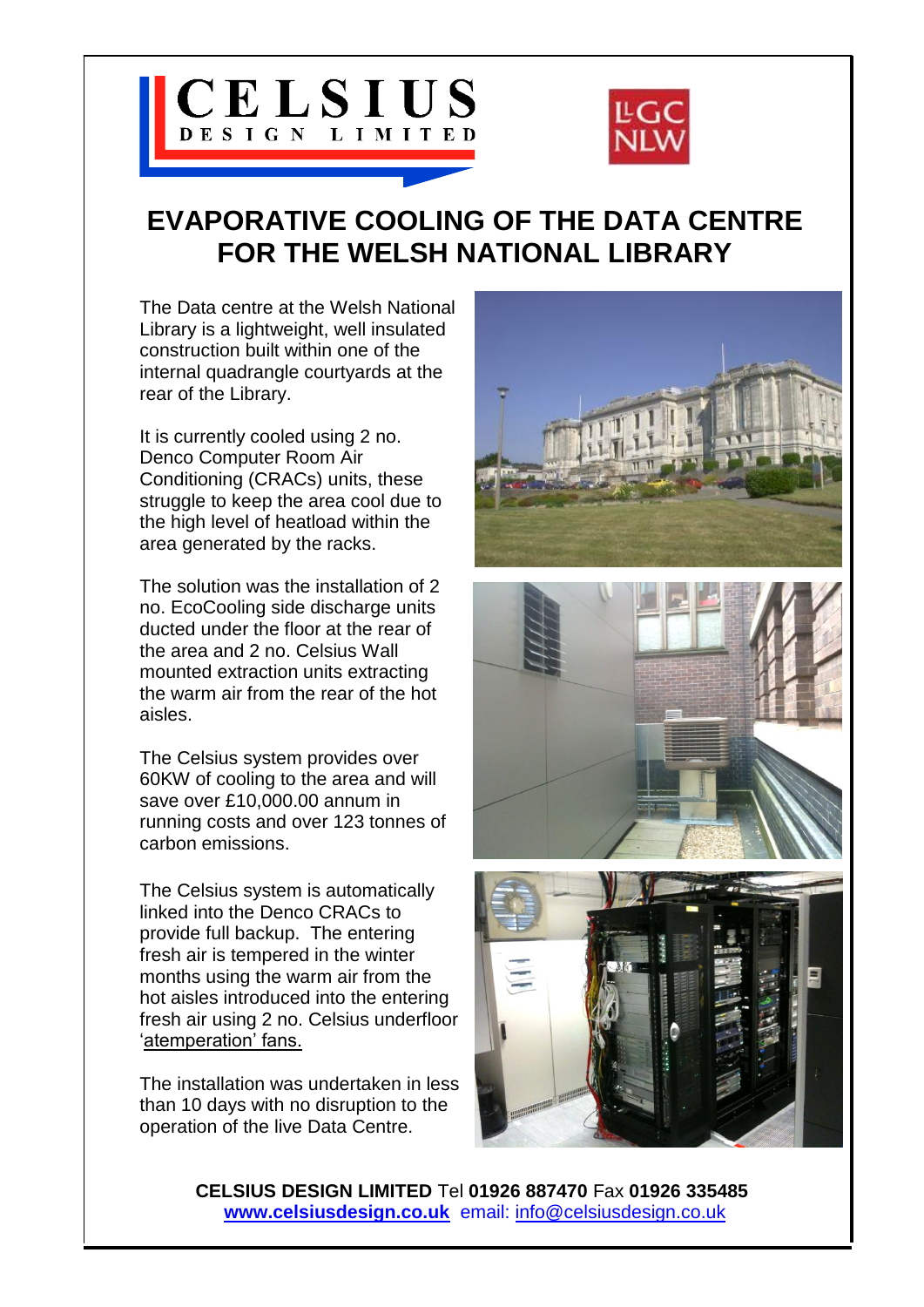CELSIUS DESIGN LIMITED

LLGC NLW

# EVAPORATIVE COOLING OF THE DATA CENTRE FOR THE WELSH NATIONAL LIBRARY

The Data centre at the Welsh National Library is a lightweight, well insulated construction built within one of the internal quadrangle courtyards at the rear of the Library.

It is currently cooled using 2 no. Denco Computer Room Air Conditioning (CRACs) units, these struggle to keep the area cool due to the high level of heatload within the area generated by the racks.

The solution was the installation of 2 no. EcoCooling side discharge units ducted under the floor at the rear of the area and 2 no. Celsius Wall mounted extraction units extracting the warm air from the rear of the hot aisles.

The Celsius system provides over 60KW of cooling to the area and will save over £10,000.00 annum in running costs and over 123 tonnes of carbon emissions.

The Celsius system is automatically linked into the Denco CRACs to provide full backup. The entering fresh air is tempered in the winter months using the warm air from the hot aisles introduced into the entering fresh air using 2 no. Celsius underfloor 'atemperation' fans.

The installation was undertaken in less than 10 days with no disruption to the operation of the live Data Centre.

**CELSIUS DESIGN LIMITED** Tel **01926 887470** Fax **01926 335485**
**www.celsiusdesign.co.uk** email: info@celsiusdesign.co.uk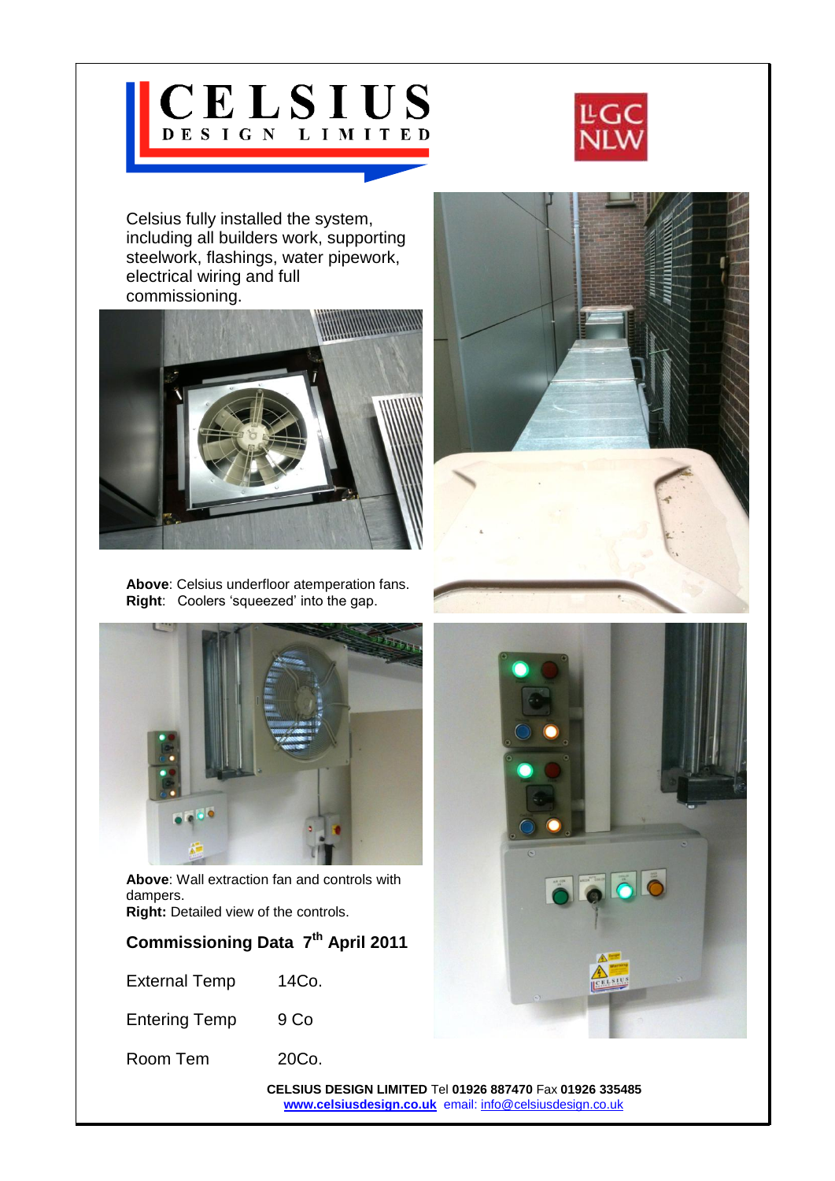Celsius fully installed the system, including all builders work, supporting steelwork, flashings, water pipework, electrical wiring and full commissioning.

**Above**: Celsius underfloor atemperation fans.
**Right**: Coolers 'squeezed' into the gap.

**Above**: Wall extraction fan and controls with dampers.
**Right:** Detailed view of the controls.

## Commissioning Data 7th April 2011

| | |
|---|---|
| External Temp | 14Co. |
| Entering Temp | 9 Co |
| Room Tem | 20Co. |

**CELSIUS DESIGN LIMITED** Tel **01926 887470** Fax **01926 335485**
**www.celsiusdesign.co.uk** email: info@celsiusdesign.co.uk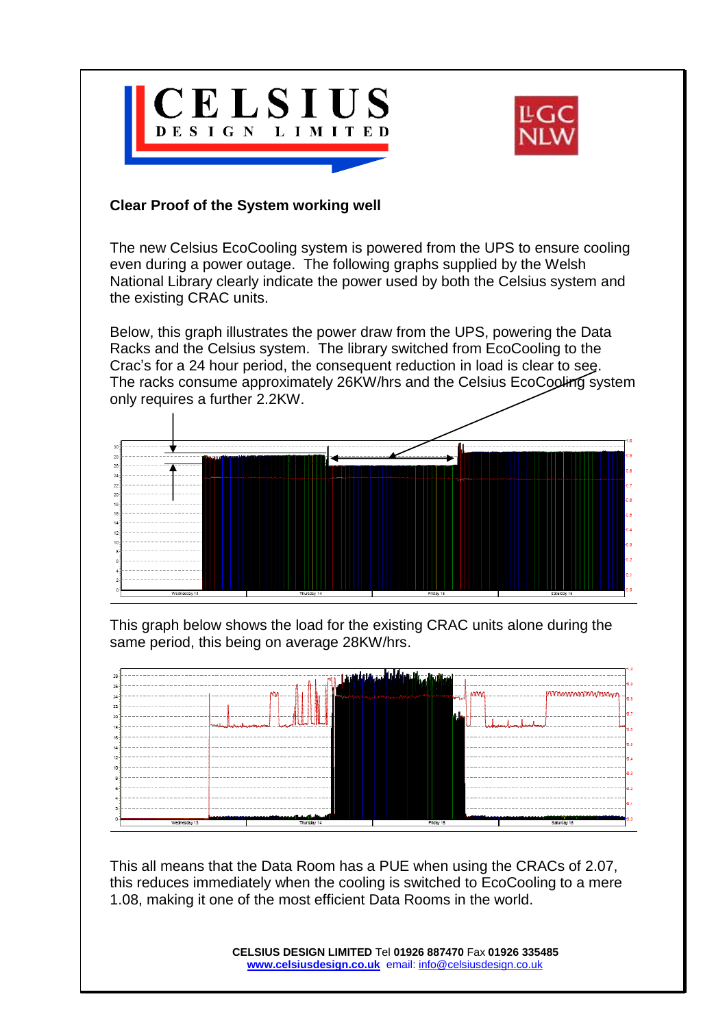CELSIUS DESIGN LIMITED

LLGC NLW

## Clear Proof of the System working well

The new Celsius EcoCooling system is powered from the UPS to ensure cooling even during a power outage. The following graphs supplied by the Welsh National Library clearly indicate the power used by both the Celsius system and the existing CRAC units.

Below, this graph illustrates the power draw from the UPS, powering the Data Racks and the Celsius system. The library switched from EcoCooling to the Crac's for a 24 hour period, the consequent reduction in load is clear to see. The racks consume approximately 26KW/hrs and the Celsius EcoCooling system only requires a further 2.2KW.

30
28
26
24
22
20
18
16
14
12
10
8
6
4
2
0

1.0
0.9
0.8
0.7
0.6
0.5
0.4
0.3
0.2
0.1
0.0

Wednesday 13
Thursday 14
Friday 15
Saturday 16

This graph below shows the load for the existing CRAC units alone during the same period, this being on average 28KW/hrs.

28
26
24
22
20
18
16
14
12
10
8
6
4
2
0

Wednesday 13
Thursday 14
Friday 15
Saturday 16

This all means that the Data Room has a PUE when using the CRACs of 2.07, this reduces immediately when the cooling is switched to EcoCooling to a mere 1.08, making it one of the most efficient Data Rooms in the world.

**CELSIUS DESIGN LIMITED** Tel **01926 887470** Fax **01926 335485**
**www.celsiusdesign.co.uk** email: info@celsiusdesign.co.uk